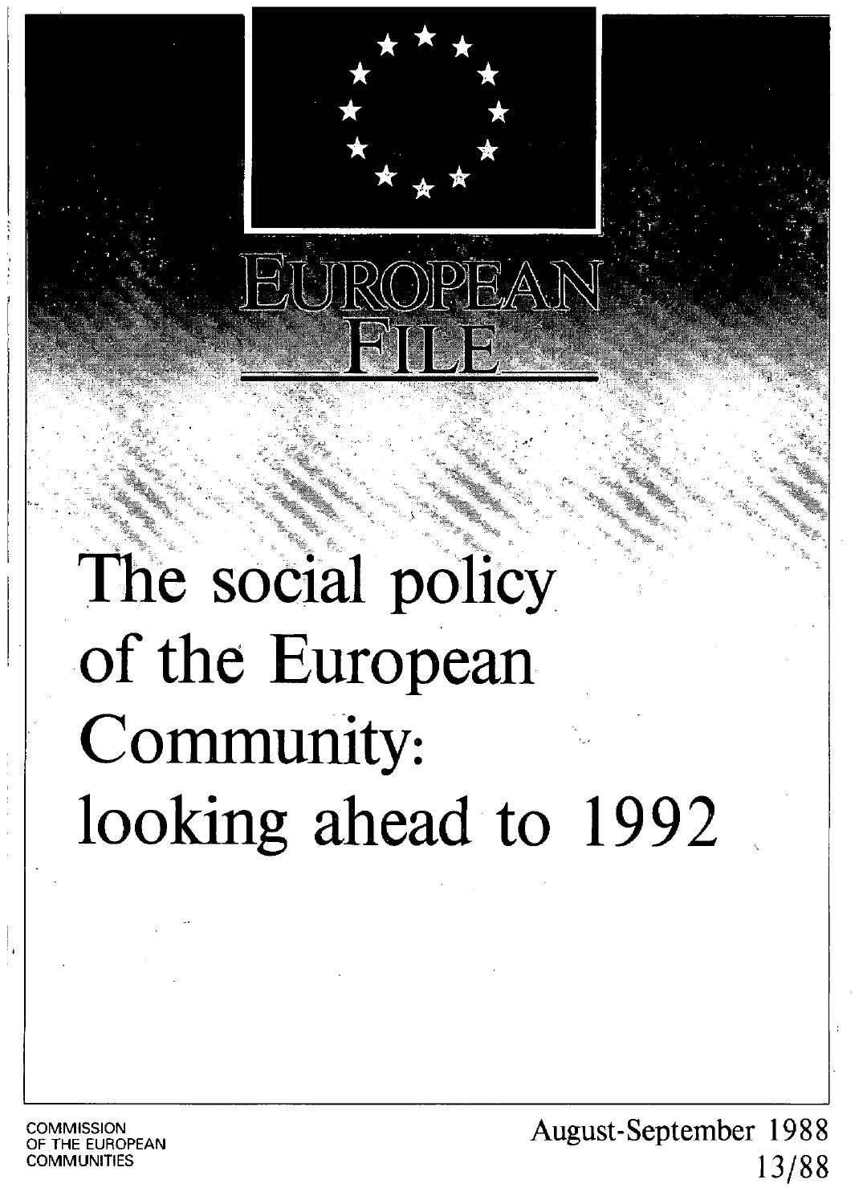# EUROPEAN FILE

# The social policy of the European Community: looking ahead to 1992

COMMISSION
OF THE EUROPEAN
COMMUNITIES

August-September 1988
13/88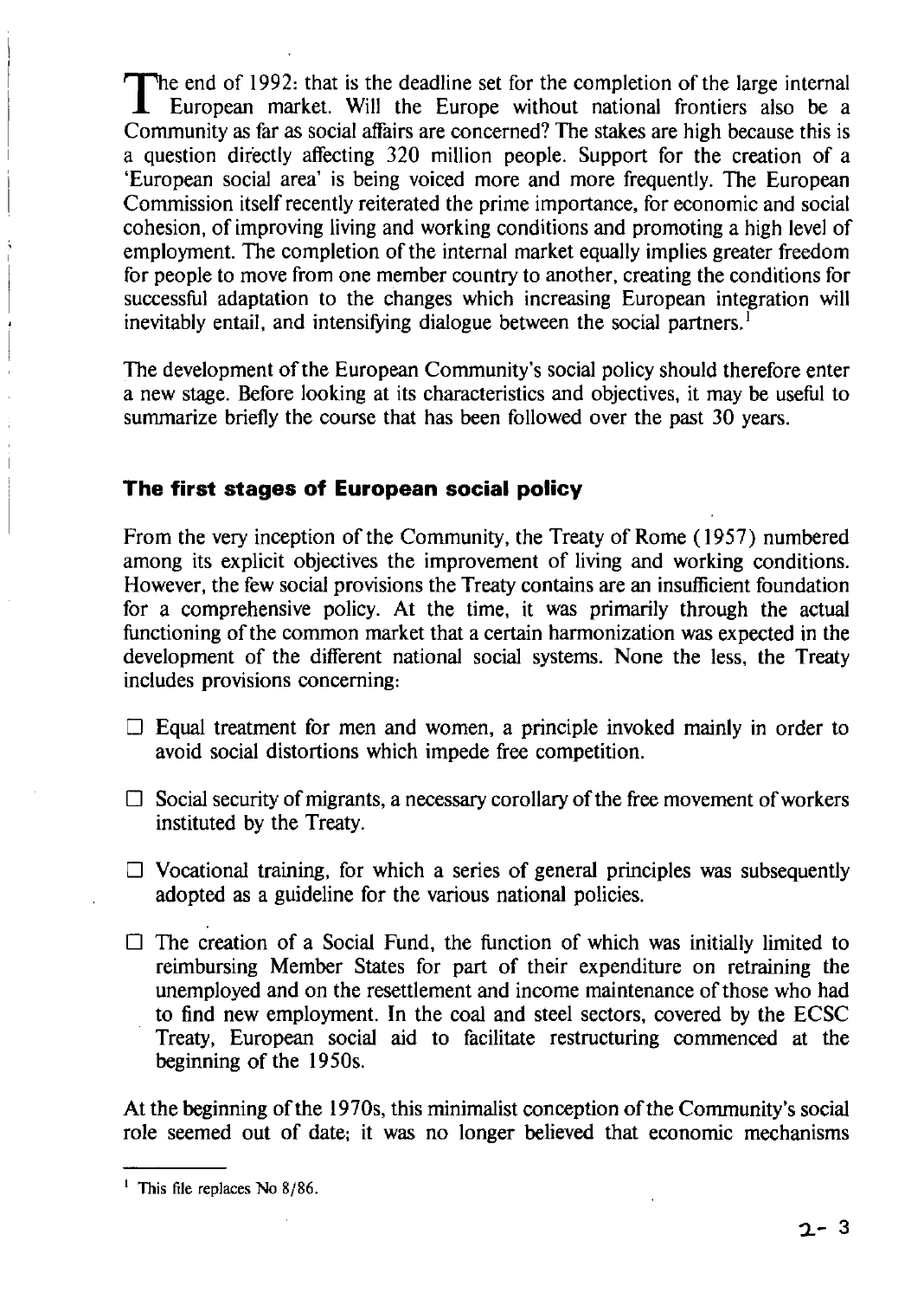The end of 1992: that is the deadline set for the completion of the large internal European market. Will the Europe without national frontiers also be a Community as far as social affairs are concerned? The stakes are high because this is a question directly affecting 320 million people. Support for the creation of a 'European social area' is being voiced more and more frequently. The European Commission itself recently reiterated the prime importance, for economic and social cohesion, of improving living and working conditions and promoting a high level of employment. The completion of the internal market equally implies greater freedom for people to move from one member country to another, creating the conditions for successful adaptation to the changes which increasing European integration will inevitably entail, and intensifying dialogue between the social partners.[1]

The development of the European Community's social policy should therefore enter a new stage. Before looking at its characteristics and objectives, it may be useful to summarize briefly the course that has been followed over the past 30 years.

## The first stages of European social policy

From the very inception of the Community, the Treaty of Rome (1957) numbered among its explicit objectives the improvement of living and working conditions. However, the few social provisions the Treaty contains are an insufficient foundation for a comprehensive policy. At the time, it was primarily through the actual functioning of the common market that a certain harmonization was expected in the development of the different national social systems. None the less, the Treaty includes provisions concerning:

- Equal treatment for men and women, a principle invoked mainly in order to avoid social distortions which impede free competition.
- Social security of migrants, a necessary corollary of the free movement of workers instituted by the Treaty.
- Vocational training, for which a series of general principles was subsequently adopted as a guideline for the various national policies.
- The creation of a Social Fund, the function of which was initially limited to reimbursing Member States for part of their expenditure on retraining the unemployed and on the resettlement and income maintenance of those who had to find new employment. In the coal and steel sectors, covered by the ECSC Treaty, European social aid to facilitate restructuring commenced at the beginning of the 1950s.

At the beginning of the 1970s, this minimalist conception of the Community's social role seemed out of date; it was no longer believed that economic mechanisms

[1] This file replaces No 8/86.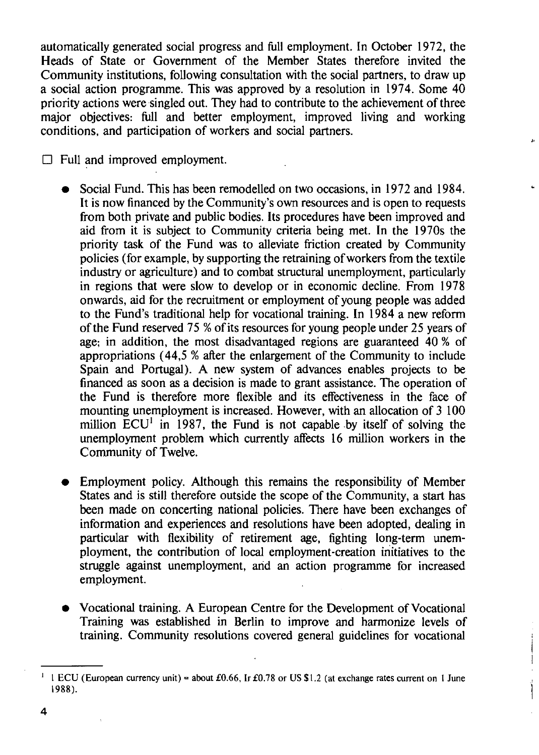automatically generated social progress and full employment. In October 1972, the Heads of State or Government of the Member States therefore invited the Community institutions, following consultation with the social partners, to draw up a social action programme. This was approved by a resolution in 1974. Some 40 priority actions were singled out. They had to contribute to the achievement of three major objectives: full and better employment, improved living and working conditions, and participation of workers and social partners.

☐ Full and improved employment.

- Social Fund. This has been remodelled on two occasions, in 1972 and 1984. It is now financed by the Community's own resources and is open to requests from both private and public bodies. Its procedures have been improved and aid from it is subject to Community criteria being met. In the 1970s the priority task of the Fund was to alleviate friction created by Community policies (for example, by supporting the retraining of workers from the textile industry or agriculture) and to combat structural unemployment, particularly in regions that were slow to develop or in economic decline. From 1978 onwards, aid for the recruitment or employment of young people was added to the Fund's traditional help for vocational training. In 1984 a new reform of the Fund reserved 75 % of its resources for young people under 25 years of age; in addition, the most disadvantaged regions are guaranteed 40 % of appropriations (44,5 % after the enlargement of the Community to include Spain and Portugal). A new system of advances enables projects to be financed as soon as a decision is made to grant assistance. The operation of the Fund is therefore more flexible and its effectiveness in the face of mounting unemployment is increased. However, with an allocation of 3 100 million ECU[1] in 1987, the Fund is not capable by itself of solving the unemployment problem which currently affects 16 million workers in the Community of Twelve.

- Employment policy. Although this remains the responsibility of Member States and is still therefore outside the scope of the Community, a start has been made on concerting national policies. There have been exchanges of information and experiences and resolutions have been adopted, dealing in particular with flexibility of retirement age, fighting long-term unemployment, the contribution of local employment-creation initiatives to the struggle against unemployment, and an action programme for increased employment.

- Vocational training. A European Centre for the Development of Vocational Training was established in Berlin to improve and harmonize levels of training. Community resolutions covered general guidelines for vocational

---

[1] 1 ECU (European currency unit) = about £0.66, Ir £0.78 or US $1.2 (at exchange rates current on 1 June 1988).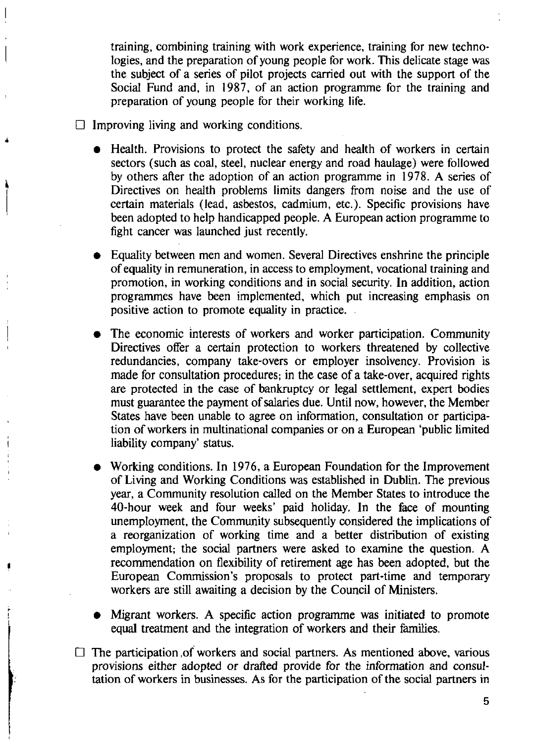training, combining training with work experience, training for new technologies, and the preparation of young people for work. This delicate stage was the subject of a series of pilot projects carried out with the support of the Social Fund and, in 1987, of an action programme for the training and preparation of young people for their working life.

☐ Improving living and working conditions.

- Health. Provisions to protect the safety and health of workers in certain sectors (such as coal, steel, nuclear energy and road haulage) were followed by others after the adoption of an action programme in 1978. A series of Directives on health problems limits dangers from noise and the use of certain materials (lead, asbestos, cadmium, etc.). Specific provisions have been adopted to help handicapped people. A European action programme to fight cancer was launched just recently.

- Equality between men and women. Several Directives enshrine the principle of equality in remuneration, in access to employment, vocational training and promotion, in working conditions and in social security. In addition, action programmes have been implemented, which put increasing emphasis on positive action to promote equality in practice.

- The economic interests of workers and worker participation. Community Directives offer a certain protection to workers threatened by collective redundancies, company take-overs or employer insolvency. Provision is made for consultation procedures; in the case of a take-over, acquired rights are protected in the case of bankruptcy or legal settlement, expert bodies must guarantee the payment of salaries due. Until now, however, the Member States have been unable to agree on information, consultation or participation of workers in multinational companies or on a European 'public limited liability company' status.

- Working conditions. In 1976, a European Foundation for the Improvement of Living and Working Conditions was established in Dublin. The previous year, a Community resolution called on the Member States to introduce the 40-hour week and four weeks' paid holiday. In the face of mounting unemployment, the Community subsequently considered the implications of a reorganization of working time and a better distribution of existing employment; the social partners were asked to examine the question. A recommendation on flexibility of retirement age has been adopted, but the European Commission's proposals to protect part-time and temporary workers are still awaiting a decision by the Council of Ministers.

- Migrant workers. A specific action programme was initiated to promote equal treatment and the integration of workers and their families.

☐ The participation of workers and social partners. As mentioned above, various provisions either adopted or drafted provide for the information and consultation of workers in businesses. As for the participation of the social partners in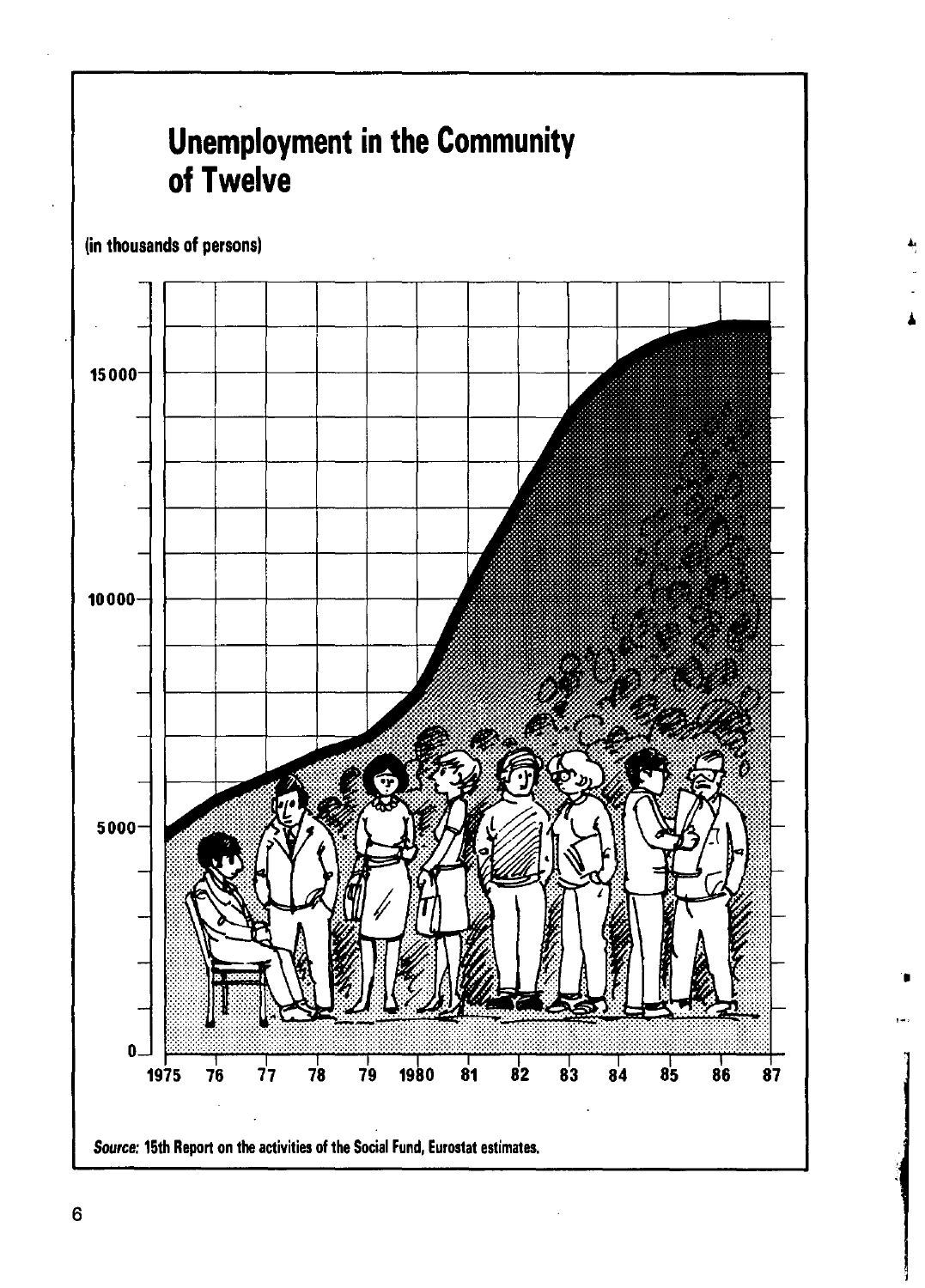## Unemployment in the Community of Twelve

(in thousands of persons)

15 000

10 000

5 000

0

1975 76 77 78 79 1980 81 82 83 84 85 86 87

*Source:* 15th Report on the activities of the Social Fund, Eurostat estimates.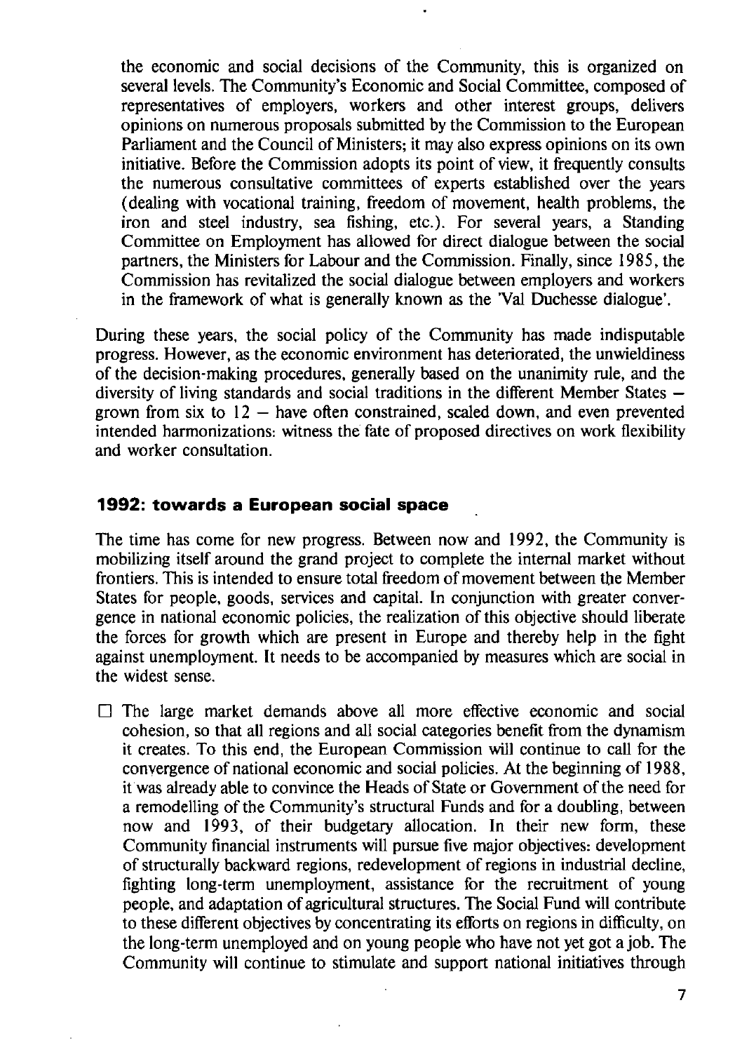the economic and social decisions of the Community, this is organized on several levels. The Community's Economic and Social Committee, composed of representatives of employers, workers and other interest groups, delivers opinions on numerous proposals submitted by the Commission to the European Parliament and the Council of Ministers; it may also express opinions on its own initiative. Before the Commission adopts its point of view, it frequently consults the numerous consultative committees of experts established over the years (dealing with vocational training, freedom of movement, health problems, the iron and steel industry, sea fishing, etc.). For several years, a Standing Committee on Employment has allowed for direct dialogue between the social partners, the Ministers for Labour and the Commission. Finally, since 1985, the Commission has revitalized the social dialogue between employers and workers in the framework of what is generally known as the 'Val Duchesse dialogue'.

During these years, the social policy of the Community has made indisputable progress. However, as the economic environment has deteriorated, the unwieldiness of the decision-making procedures, generally based on the unanimity rule, and the diversity of living standards and social traditions in the different Member States — grown from six to 12 — have often constrained, scaled down, and even prevented intended harmonizations: witness the fate of proposed directives on work flexibility and worker consultation.

### 1992: towards a European social space

The time has come for new progress. Between now and 1992, the Community is mobilizing itself around the grand project to complete the internal market without frontiers. This is intended to ensure total freedom of movement between the Member States for people, goods, services and capital. In conjunction with greater convergence in national economic policies, the realization of this objective should liberate the forces for growth which are present in Europe and thereby help in the fight against unemployment. It needs to be accompanied by measures which are social in the widest sense.

- The large market demands above all more effective economic and social cohesion, so that all regions and all social categories benefit from the dynamism it creates. To this end, the European Commission will continue to call for the convergence of national economic and social policies. At the beginning of 1988, it was already able to convince the Heads of State or Government of the need for a remodelling of the Community's structural Funds and for a doubling, between now and 1993, of their budgetary allocation. In their new form, these Community financial instruments will pursue five major objectives: development of structurally backward regions, redevelopment of regions in industrial decline, fighting long-term unemployment, assistance for the recruitment of young people, and adaptation of agricultural structures. The Social Fund will contribute to these different objectives by concentrating its efforts on regions in difficulty, on the long-term unemployed and on young people who have not yet got a job. The Community will continue to stimulate and support national initiatives through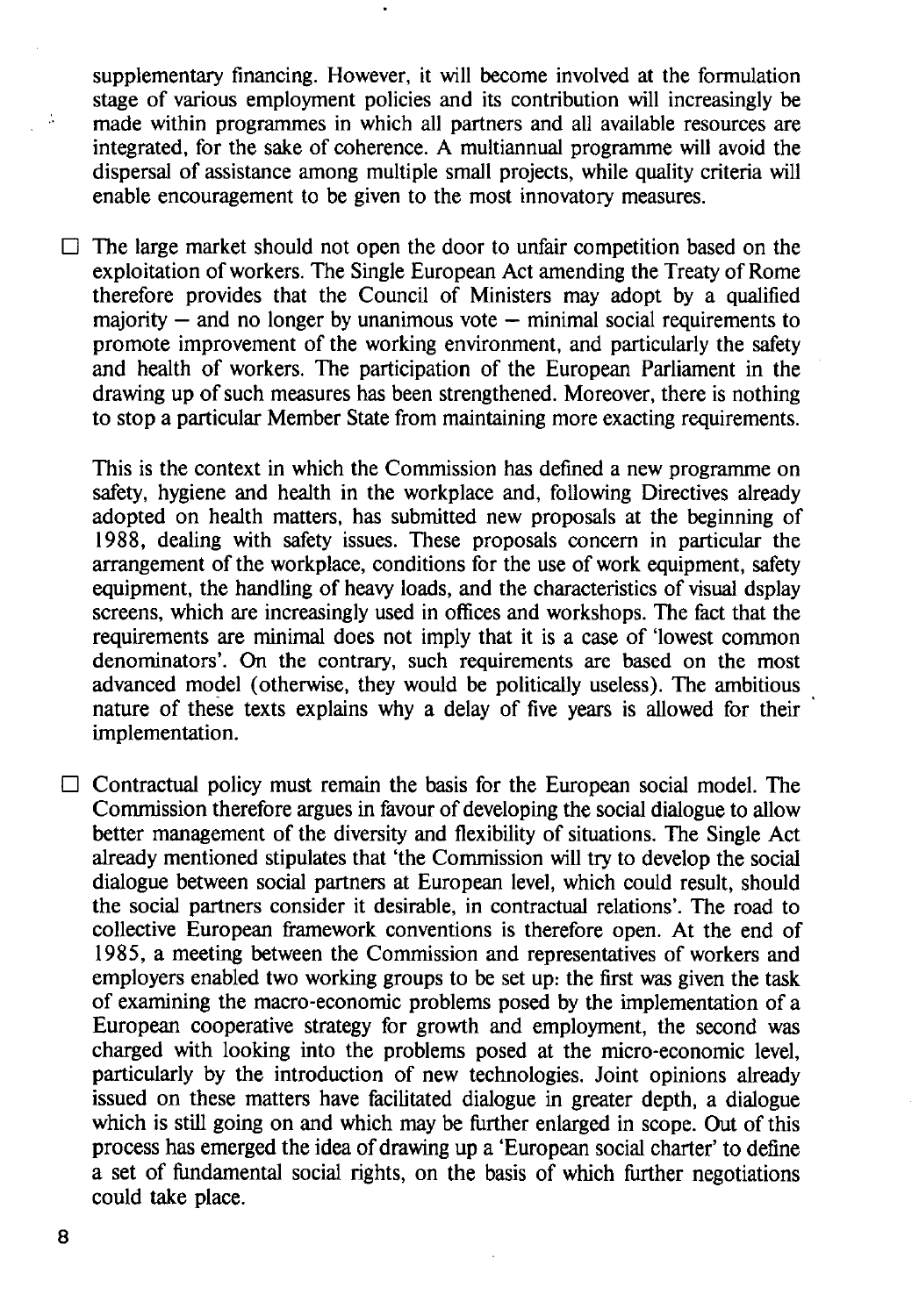supplementary financing. However, it will become involved at the formulation stage of various employment policies and its contribution will increasingly be made within programmes in which all partners and all available resources are integrated, for the sake of coherence. A multiannual programme will avoid the dispersal of assistance among multiple small projects, while quality criteria will enable encouragement to be given to the most innovatory measures.

- The large market should not open the door to unfair competition based on the exploitation of workers. The Single European Act amending the Treaty of Rome therefore provides that the Council of Ministers may adopt by a qualified majority — and no longer by unanimous vote — minimal social requirements to promote improvement of the working environment, and particularly the safety and health of workers. The participation of the European Parliament in the drawing up of such measures has been strengthened. Moreover, there is nothing to stop a particular Member State from maintaining more exacting requirements.

  This is the context in which the Commission has defined a new programme on safety, hygiene and health in the workplace and, following Directives already adopted on health matters, has submitted new proposals at the beginning of 1988, dealing with safety issues. These proposals concern in particular the arrangement of the workplace, conditions for the use of work equipment, safety equipment, the handling of heavy loads, and the characteristics of visual dsplay screens, which are increasingly used in offices and workshops. The fact that the requirements are minimal does not imply that it is a case of 'lowest common denominators'. On the contrary, such requirements are based on the most advanced model (otherwise, they would be politically useless). The ambitious nature of these texts explains why a delay of five years is allowed for their implementation.

- Contractual policy must remain the basis for the European social model. The Commission therefore argues in favour of developing the social dialogue to allow better management of the diversity and flexibility of situations. The Single Act already mentioned stipulates that 'the Commission will try to develop the social dialogue between social partners at European level, which could result, should the social partners consider it desirable, in contractual relations'. The road to collective European framework conventions is therefore open. At the end of 1985, a meeting between the Commission and representatives of workers and employers enabled two working groups to be set up: the first was given the task of examining the macro-economic problems posed by the implementation of a European cooperative strategy for growth and employment, the second was charged with looking into the problems posed at the micro-economic level, particularly by the introduction of new technologies. Joint opinions already issued on these matters have facilitated dialogue in greater depth, a dialogue which is still going on and which may be further enlarged in scope. Out of this process has emerged the idea of drawing up a 'European social charter' to define a set of fundamental social rights, on the basis of which further negotiations could take place.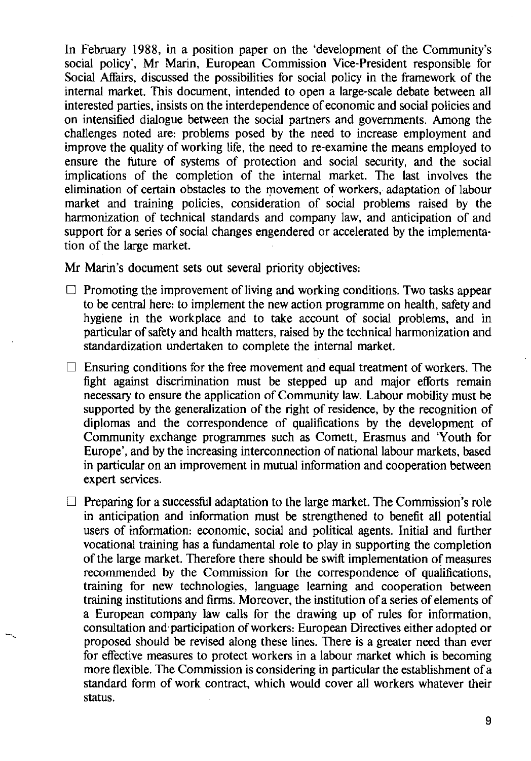In February 1988, in a position paper on the 'development of the Community's social policy', Mr Marin, European Commission Vice-President responsible for Social Affairs, discussed the possibilities for social policy in the framework of the internal market. This document, intended to open a large-scale debate between all interested parties, insists on the interdependence of economic and social policies and on intensified dialogue between the social partners and governments. Among the challenges noted are: problems posed by the need to increase employment and improve the quality of working life, the need to re-examine the means employed to ensure the future of systems of protection and social security, and the social implications of the completion of the internal market. The last involves the elimination of certain obstacles to the movement of workers, adaptation of labour market and training policies, consideration of social problems raised by the harmonization of technical standards and company law, and anticipation of and support for a series of social changes engendered or accelerated by the implementation of the large market.

Mr Marin's document sets out several priority objectives:

- Promoting the improvement of living and working conditions. Two tasks appear to be central here: to implement the new action programme on health, safety and hygiene in the workplace and to take account of social problems, and in particular of safety and health matters, raised by the technical harmonization and standardization undertaken to complete the internal market.

- Ensuring conditions for the free movement and equal treatment of workers. The fight against discrimination must be stepped up and major efforts remain necessary to ensure the application of Community law. Labour mobility must be supported by the generalization of the right of residence, by the recognition of diplomas and the correspondence of qualifications by the development of Community exchange programmes such as Comett, Erasmus and 'Youth for Europe', and by the increasing interconnection of national labour markets, based in particular on an improvement in mutual information and cooperation between expert services.

- Preparing for a successful adaptation to the large market. The Commission's role in anticipation and information must be strengthened to benefit all potential users of information: economic, social and political agents. Initial and further vocational training has a fundamental role to play in supporting the completion of the large market. Therefore there should be swift implementation of measures recommended by the Commission for the correspondence of qualifications, training for new technologies, language learning and cooperation between training institutions and firms. Moreover, the institution of a series of elements of a European company law calls for the drawing up of rules for information, consultation and participation of workers: European Directives either adopted or proposed should be revised along these lines. There is a greater need than ever for effective measures to protect workers in a labour market which is becoming more flexible. The Commission is considering in particular the establishment of a standard form of work contract, which would cover all workers whatever their status.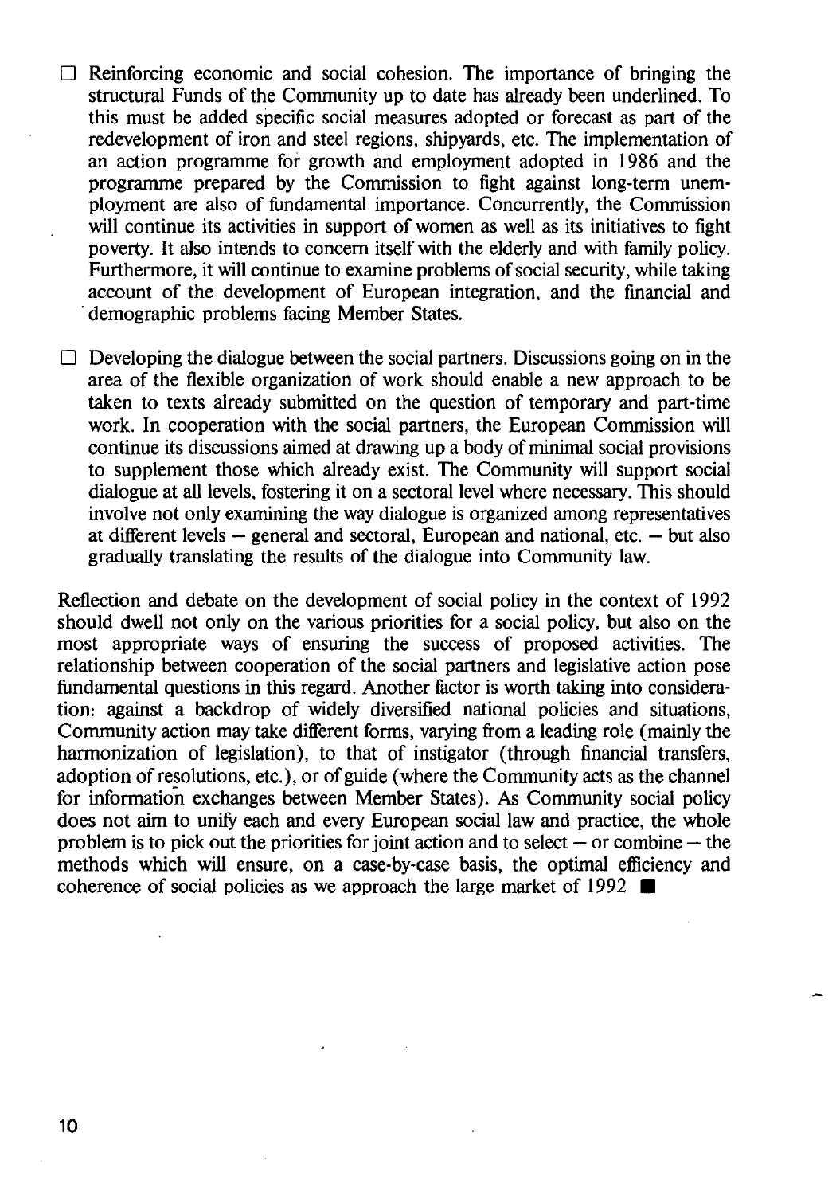- Reinforcing economic and social cohesion. The importance of bringing the structural Funds of the Community up to date has already been underlined. To this must be added specific social measures adopted or forecast as part of the redevelopment of iron and steel regions, shipyards, etc. The implementation of an action programme for growth and employment adopted in 1986 and the programme prepared by the Commission to fight against long-term unemployment are also of fundamental importance. Concurrently, the Commission will continue its activities in support of women as well as its initiatives to fight poverty. It also intends to concern itself with the elderly and with family policy. Furthermore, it will continue to examine problems of social security, while taking account of the development of European integration, and the financial and demographic problems facing Member States.

- Developing the dialogue between the social partners. Discussions going on in the area of the flexible organization of work should enable a new approach to be taken to texts already submitted on the question of temporary and part-time work. In cooperation with the social partners, the European Commission will continue its discussions aimed at drawing up a body of minimal social provisions to supplement those which already exist. The Community will support social dialogue at all levels, fostering it on a sectoral level where necessary. This should involve not only examining the way dialogue is organized among representatives at different levels — general and sectoral, European and national, etc. — but also gradually translating the results of the dialogue into Community law.

Reflection and debate on the development of social policy in the context of 1992 should dwell not only on the various priorities for a social policy, but also on the most appropriate ways of ensuring the success of proposed activities. The relationship between cooperation of the social partners and legislative action pose fundamental questions in this regard. Another factor is worth taking into consideration: against a backdrop of widely diversified national policies and situations, Community action may take different forms, varying from a leading role (mainly the harmonization of legislation), to that of instigator (through financial transfers, adoption of resolutions, etc.), or of guide (where the Community acts as the channel for information exchanges between Member States). As Community social policy does not aim to unify each and every European social law and practice, the whole problem is to pick out the priorities for joint action and to select — or combine — the methods which will ensure, on a case-by-case basis, the optimal efficiency and coherence of social policies as we approach the large market of 1992 ■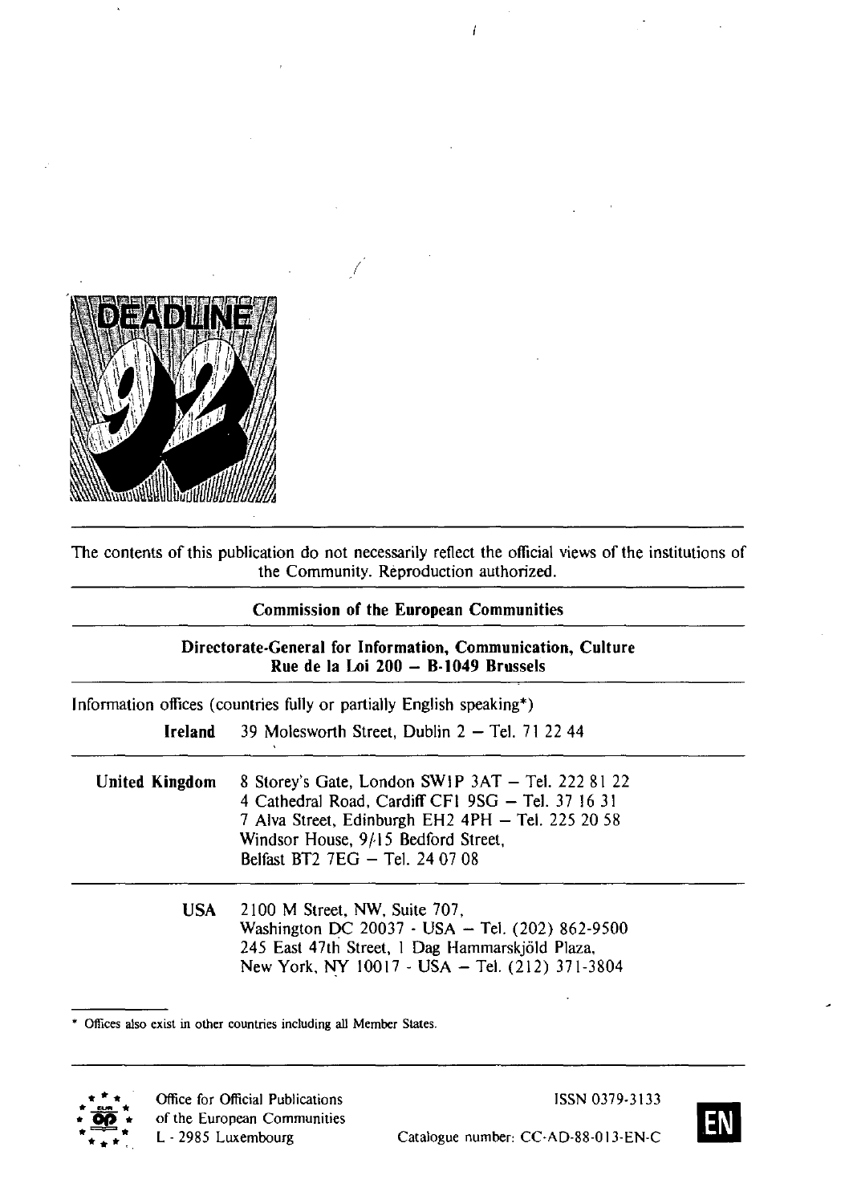The contents of this publication do not necessarily reflect the official views of the institutions of the Community. Reproduction authorized.

**Commission of the European Communities**

**Directorate-General for Information, Communication, Culture**
**Rue de la Loi 200 – B-1049 Brussels**

Information offices (countries fully or partially English speaking*)

| | |
|---|---|
| **Ireland** | 39 Molesworth Street, Dublin 2 – Tel. 71 22 44 |
| **United Kingdom** | 8 Storey's Gate, London SW1P 3AT – Tel. 222 81 22<br>4 Cathedral Road, Cardiff CF1 9SG – Tel. 37 16 31<br>7 Alva Street, Edinburgh EH2 4PH – Tel. 225 20 58<br>Windsor House, 9/15 Bedford Street,<br>Belfast BT2 7EG – Tel. 24 07 08 |
| **USA** | 2100 M Street, NW, Suite 707,<br>Washington DC 20037 - USA – Tel. (202) 862-9500<br>245 East 47th Street, 1 Dag Hammarskjöld Plaza,<br>New York, NY 10017 - USA – Tel. (212) 371-3804 |

* Offices also exist in other countries including all Member States.

Office for Official Publications
of the European Communities
L - 2985 Luxembourg

ISSN 0379-3133

Catalogue number: CC-AD-88-013-EN-C

EN